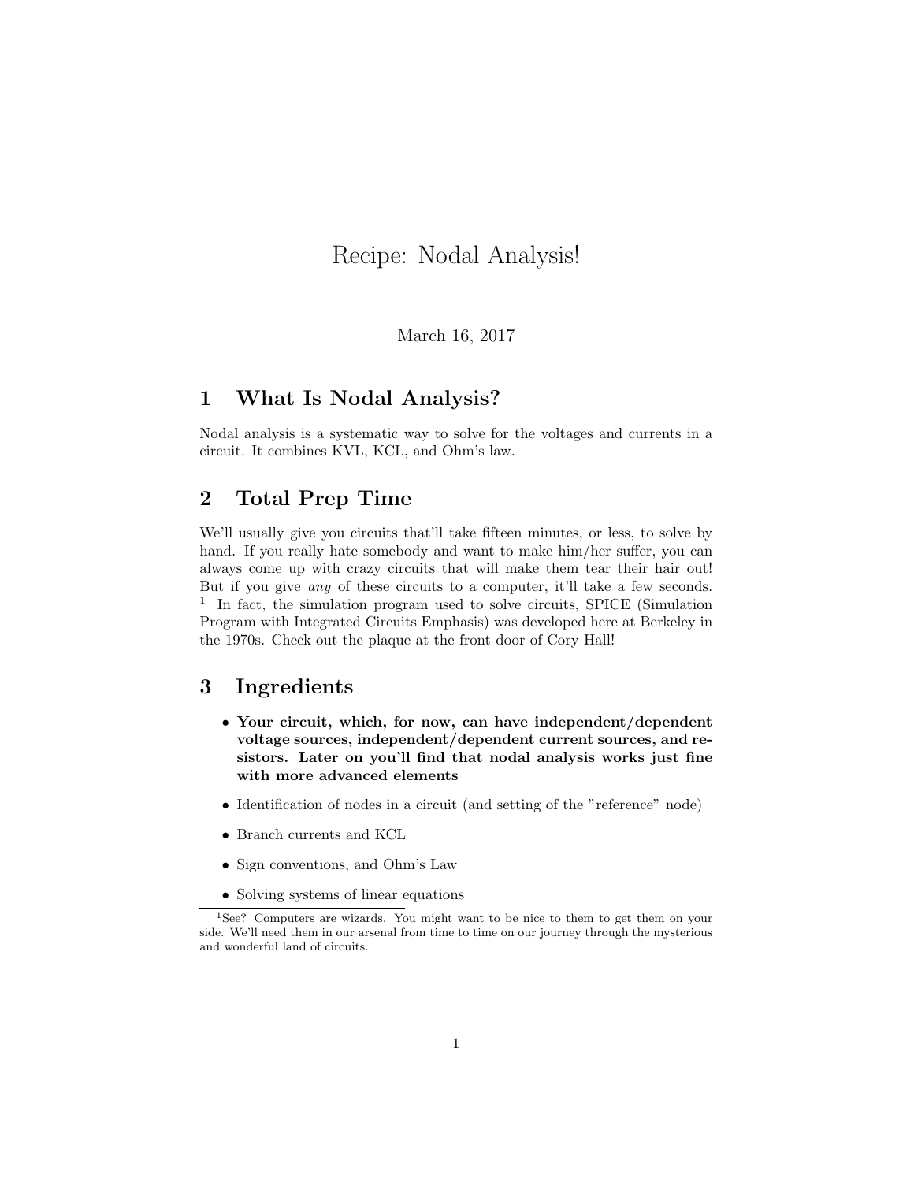# Recipe: Nodal Analysis!

March 16, 2017

## 1 What Is Nodal Analysis?

Nodal analysis is a systematic way to solve for the voltages and currents in a circuit. It combines KVL, KCL, and Ohm's law.

## 2 Total Prep Time

We'll usually give you circuits that'll take fifteen minutes, or less, to solve by hand. If you really hate somebody and want to make him/her suffer, you can always come up with crazy circuits that will make them tear their hair out! But if you give *any* of these circuits to a computer, it'll take a few seconds. [1] In fact, the simulation program used to solve circuits, SPICE (Simulation Program with Integrated Circuits Emphasis) was developed here at Berkeley in the 1970s. Check out the plaque at the front door of Cory Hall!

## 3 Ingredients

- **Your circuit, which, for now, can have independent/dependent voltage sources, independent/dependent current sources, and resistors. Later on you'll find that nodal analysis works just fine with more advanced elements**
- Identification of nodes in a circuit (and setting of the "reference" node)
- Branch currents and KCL
- Sign conventions, and Ohm's Law
- Solving systems of linear equations

[1] See? Computers are wizards. You might want to be nice to them to get them on your side. We'll need them in our arsenal from time to time on our journey through the mysterious and wonderful land of circuits.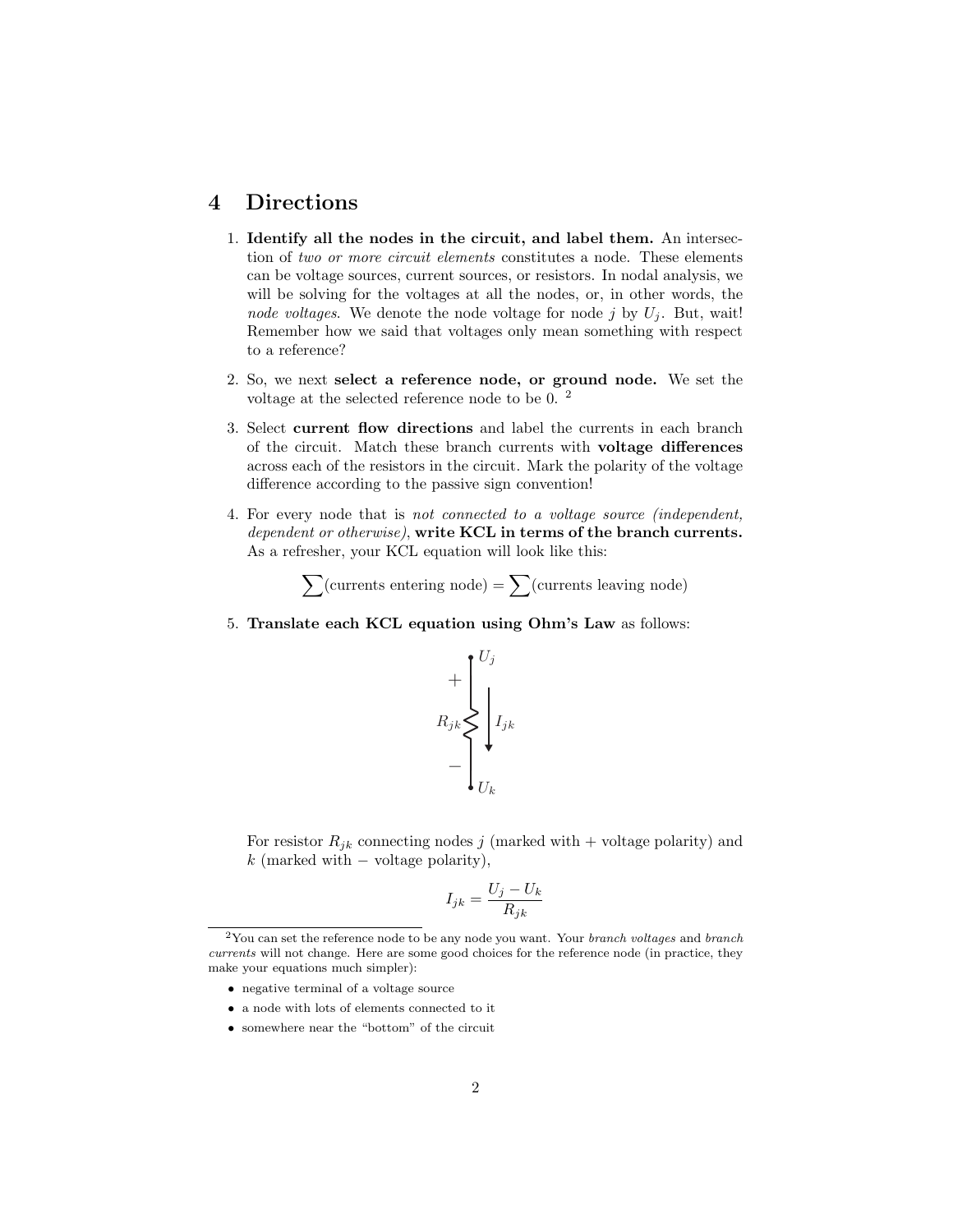# 4 Directions

1. **Identify all the nodes in the circuit, and label them.** An intersection of *two or more circuit elements* constitutes a node. These elements can be voltage sources, current sources, or resistors. In nodal analysis, we will be solving for the voltages at all the nodes, or, in other words, the *node voltages*. We denote the node voltage for node $j$ by $U_j$. But, wait! Remember how we said that voltages only mean something with respect to a reference?

2. So, we next **select a reference node, or ground node.** We set the voltage at the selected reference node to be 0. [2]

3. Select **current flow directions** and label the currents in each branch of the circuit. Match these branch currents with **voltage differences** across each of the resistors in the circuit. Mark the polarity of the voltage difference according to the passive sign convention!

4. For every node that is *not connected to a voltage source (independent, dependent or otherwise)*, **write KCL in terms of the branch currents.** As a refresher, your KCL equation will look like this:

$$\sum(\text{currents entering node}) = \sum(\text{currents leaving node})$$

5. **Translate each KCL equation using Ohm's Law** as follows:

For resistor $R_{jk}$ connecting nodes $j$ (marked with + voltage polarity) and $k$ (marked with − voltage polarity),

$$I_{jk} = \frac{U_j - U_k}{R_{jk}}$$

---

[2] You can set the reference node to be any node you want. Your *branch voltages* and *branch currents* will not change. Here are some good choices for the reference node (in practice, they make your equations much simpler):

- negative terminal of a voltage source
- a node with lots of elements connected to it
- somewhere near the "bottom" of the circuit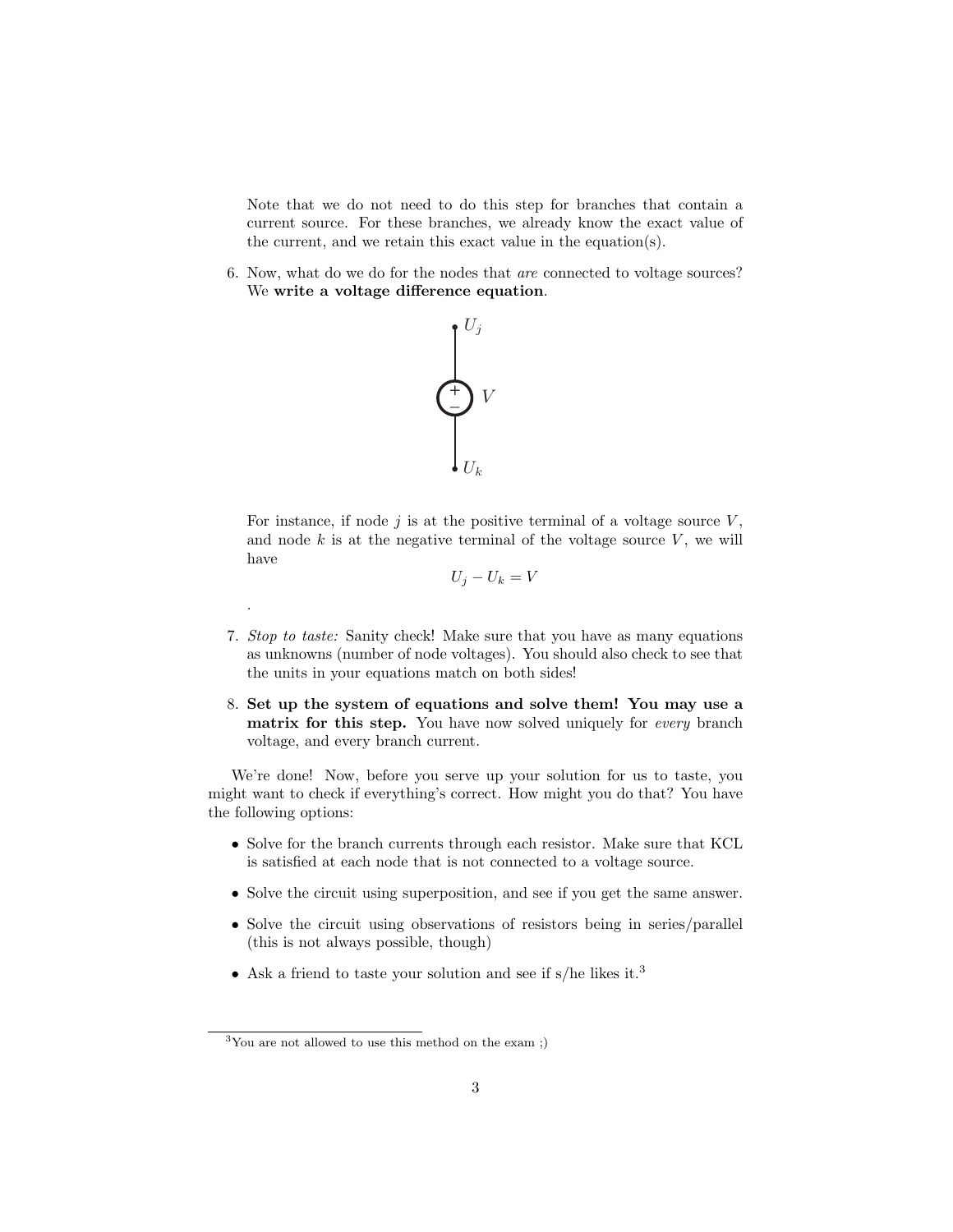Note that we do not need to do this step for branches that contain a current source. For these branches, we already know the exact value of the current, and we retain this exact value in the equation(s).

6. Now, what do we do for the nodes that *are* connected to voltage sources? We **write a voltage difference equation**.

   $U_j$

   $V$

   $U_k$

   For instance, if node $j$ is at the positive terminal of a voltage source $V$, and node $k$ is at the negative terminal of the voltage source $V$, we will have

   $$U_j - U_k = V$$

   .

7. *Stop to taste:* Sanity check! Make sure that you have as many equations as unknowns (number of node voltages). You should also check to see that the units in your equations match on both sides!

8. **Set up the system of equations and solve them! You may use a matrix for this step.** You have now solved uniquely for *every* branch voltage, and every branch current.

We're done! Now, before you serve up your solution for us to taste, you might want to check if everything's correct. How might you do that? You have the following options:

- Solve for the branch currents through each resistor. Make sure that KCL is satisfied at each node that is not connected to a voltage source.
- Solve the circuit using superposition, and see if you get the same answer.
- Solve the circuit using observations of resistors being in series/parallel (this is not always possible, though)
- Ask a friend to taste your solution and see if s/he likes it.[3]

[3]You are not allowed to use this method on the exam ;)